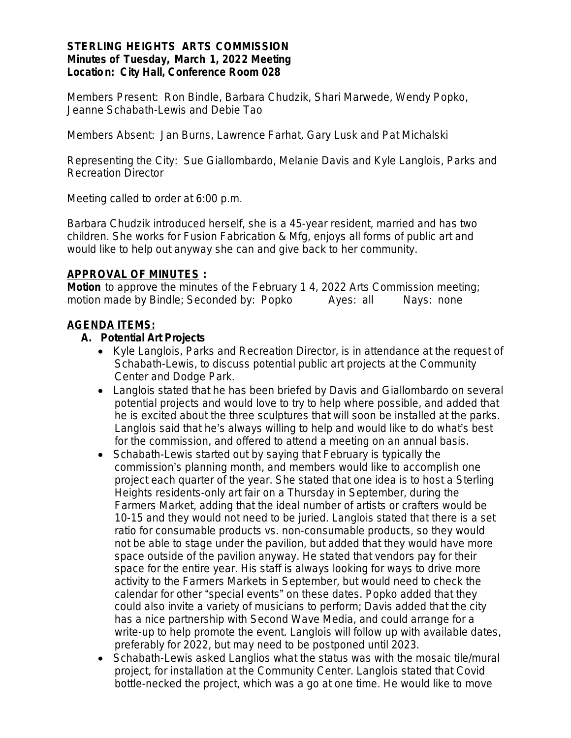**STERLING HEIGHTS ARTS COMMISSION**
**Minutes of Tuesday, March 1, 2022 Meeting**
**Location: City Hall, Conference Room 028**

Members Present: Ron Bindle, Barbara Chudzik, Shari Marwede, Wendy Popko, Jeanne Schabath-Lewis and Debie Tao

Members Absent: Jan Burns, Lawrence Farhat, Gary Lusk and Pat Michalski

Representing the City: Sue Giallombardo, Melanie Davis and Kyle Langlois, Parks and Recreation Director

Meeting called to order at 6:00 p.m.

Barbara Chudzik introduced herself, she is a 45-year resident, married and has two children. She works for Fusion Fabrication & Mfg, enjoys all forms of public art and would like to help out anyway she can and give back to her community.

**APPROVAL OF MINUTES :**

**Motion** to approve the minutes of the February 1 4, 2022 Arts Commission meeting; motion made by Bindle; Seconded by: Popko Ayes: all Nays: none

**AGENDA ITEMS:**

**A. Potential Art Projects**

- Kyle Langlois, Parks and Recreation Director, is in attendance at the request of Schabath-Lewis, to discuss potential public art projects at the Community Center and Dodge Park.
- Langlois stated that he has been briefed by Davis and Giallombardo on several potential projects and would love to try to help where possible, and added that he is excited about the three sculptures that will soon be installed at the parks. Langlois said that he's always willing to help and would like to do what's best for the commission, and offered to attend a meeting on an annual basis.
- Schabath-Lewis started out by saying that February is typically the commission's planning month, and members would like to accomplish one project each quarter of the year. She stated that one idea is to host a Sterling Heights residents-only art fair on a Thursday in September, during the Farmers Market, adding that the ideal number of artists or crafters would be 10-15 and they would not need to be juried. Langlois stated that there is a set ratio for consumable products vs. non-consumable products, so they would not be able to stage under the pavilion, but added that they would have more space outside of the pavilion anyway. He stated that vendors pay for their space for the entire year. His staff is always looking for ways to drive more activity to the Farmers Markets in September, but would need to check the calendar for other "special events" on these dates. Popko added that they could also invite a variety of musicians to perform; Davis added that the city has a nice partnership with Second Wave Media, and could arrange for a write-up to help promote the event. Langlois will follow up with available dates, preferably for 2022, but may need to be postponed until 2023.
- Schabath-Lewis asked Langlios what the status was with the mosaic tile/mural project, for installation at the Community Center. Langlois stated that Covid bottle-necked the project, which was a go at one time. He would like to move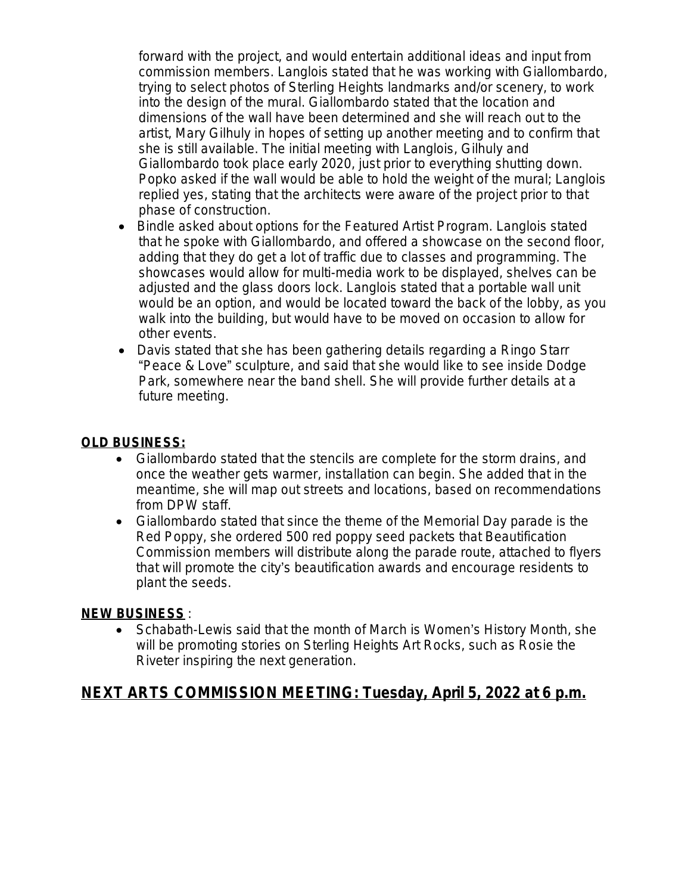forward with the project, and would entertain additional ideas and input from commission members. Langlois stated that he was working with Giallombardo, trying to select photos of Sterling Heights landmarks and/or scenery, to work into the design of the mural. Giallombardo stated that the location and dimensions of the wall have been determined and she will reach out to the artist, Mary Gilhuly in hopes of setting up another meeting and to confirm that she is still available. The initial meeting with Langlois, Gilhuly and Giallombardo took place early 2020, just prior to everything shutting down. Popko asked if the wall would be able to hold the weight of the mural; Langlois replied yes, stating that the architects were aware of the project prior to that phase of construction.

- Bindle asked about options for the Featured Artist Program. Langlois stated that he spoke with Giallombardo, and offered a showcase on the second floor, adding that they do get a lot of traffic due to classes and programming. The showcases would allow for multi-media work to be displayed, shelves can be adjusted and the glass doors lock. Langlois stated that a portable wall unit would be an option, and would be located toward the back of the lobby, as you walk into the building, but would have to be moved on occasion to allow for other events.
- Davis stated that she has been gathering details regarding a Ringo Starr "Peace & Love" sculpture, and said that she would like to see inside Dodge Park, somewhere near the band shell. She will provide further details at a future meeting.

**OLD BUSINESS:**

- Giallombardo stated that the stencils are complete for the storm drains, and once the weather gets warmer, installation can begin. She added that in the meantime, she will map out streets and locations, based on recommendations from DPW staff.
- Giallombardo stated that since the theme of the Memorial Day parade is the Red Poppy, she ordered 500 red poppy seed packets that Beautification Commission members will distribute along the parade route, attached to flyers that will promote the city's beautification awards and encourage residents to plant the seeds.

**NEW BUSINESS**:

- Schabath-Lewis said that the month of March is Women's History Month, she will be promoting stories on Sterling Heights Art Rocks, such as Rosie the Riveter inspiring the next generation.

## NEXT ARTS COMMISSION MEETING: Tuesday, April 5, 2022 at 6 p.m.